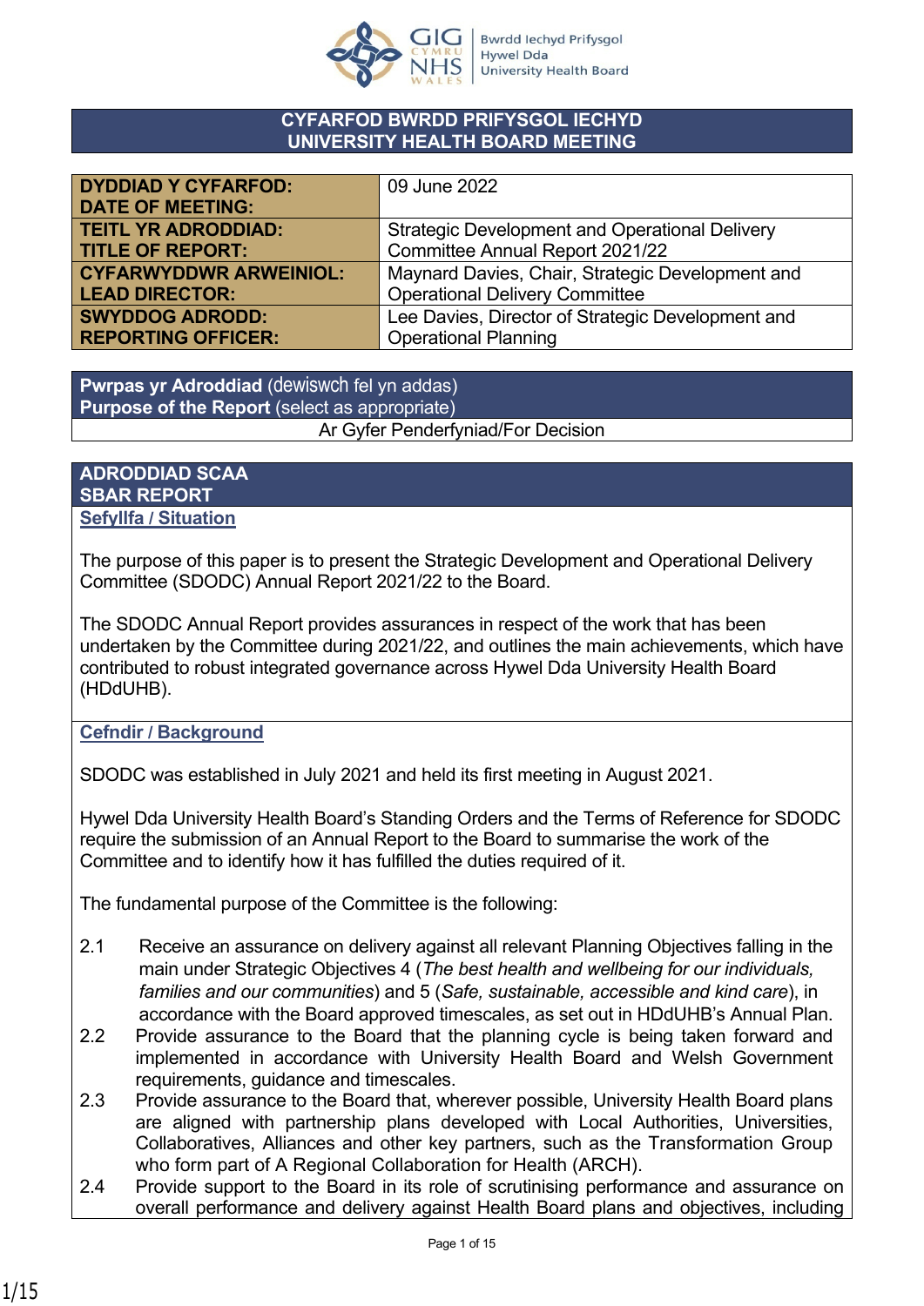# CYFARFOD BWRDD PRIFYSGOL IECHYD
# UNIVERSITY HEALTH BOARD MEETING

| | |
|---|---|
| **DYDDIAD Y CYFARFOD: DATE OF MEETING:** | 09 June 2022 |
| **TEITL YR ADRODDIAD: TITLE OF REPORT:** | Strategic Development and Operational Delivery Committee Annual Report 2021/22 |
| **CYFARWYDDWR ARWEINIOL: LEAD DIRECTOR:** | Maynard Davies, Chair, Strategic Development and Operational Delivery Committee |
| **SWYDDOG ADRODD: REPORTING OFFICER:** | Lee Davies, Director of Strategic Development and Operational Planning |

| **Pwrpas yr Adroddiad** (dewiswch fel yn addas) **Purpose of the Report** (select as appropriate) |
|---|
| Ar Gyfer Penderfyniad/For Decision |

## ADRODDIAD SCAA
## SBAR REPORT

### Sefyllfa / Situation

The purpose of this paper is to present the Strategic Development and Operational Delivery Committee (SDODC) Annual Report 2021/22 to the Board.

The SDODC Annual Report provides assurances in respect of the work that has been undertaken by the Committee during 2021/22, and outlines the main achievements, which have contributed to robust integrated governance across Hywel Dda University Health Board (HDdUHB).

### Cefndir / Background

SDODC was established in July 2021 and held its first meeting in August 2021.

Hywel Dda University Health Board's Standing Orders and the Terms of Reference for SDODC require the submission of an Annual Report to the Board to summarise the work of the Committee and to identify how it has fulfilled the duties required of it.

The fundamental purpose of the Committee is the following:

2.1 Receive an assurance on delivery against all relevant Planning Objectives falling in the main under Strategic Objectives 4 (*The best health and wellbeing for our individuals, families and our communities*) and 5 (*Safe, sustainable, accessible and kind care*), in accordance with the Board approved timescales, as set out in HDdUHB's Annual Plan.

2.2 Provide assurance to the Board that the planning cycle is being taken forward and implemented in accordance with University Health Board and Welsh Government requirements, guidance and timescales.

2.3 Provide assurance to the Board that, wherever possible, University Health Board plans are aligned with partnership plans developed with Local Authorities, Universities, Collaboratives, Alliances and other key partners, such as the Transformation Group who form part of A Regional Collaboration for Health (ARCH).

2.4 Provide support to the Board in its role of scrutinising performance and assurance on overall performance and delivery against Health Board plans and objectives, including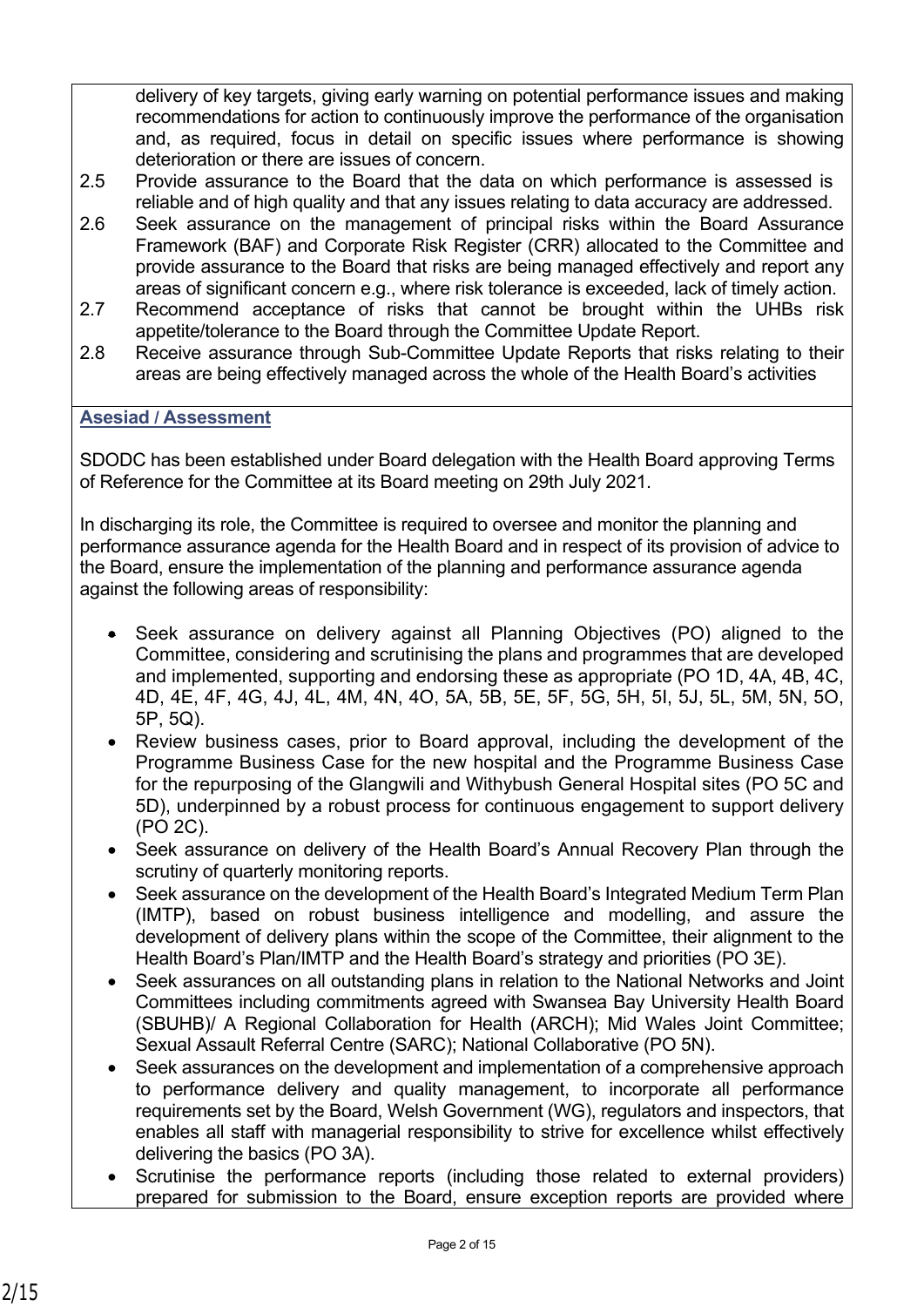delivery of key targets, giving early warning on potential performance issues and making recommendations for action to continuously improve the performance of the organisation and, as required, focus in detail on specific issues where performance is showing deterioration or there are issues of concern.

2.5 Provide assurance to the Board that the data on which performance is assessed is reliable and of high quality and that any issues relating to data accuracy are addressed.

2.6 Seek assurance on the management of principal risks within the Board Assurance Framework (BAF) and Corporate Risk Register (CRR) allocated to the Committee and provide assurance to the Board that risks are being managed effectively and report any areas of significant concern e.g., where risk tolerance is exceeded, lack of timely action.

2.7 Recommend acceptance of risks that cannot be brought within the UHBs risk appetite/tolerance to the Board through the Committee Update Report.

2.8 Receive assurance through Sub-Committee Update Reports that risks relating to their areas are being effectively managed across the whole of the Health Board's activities

## Asesiad / Assessment

SDODC has been established under Board delegation with the Health Board approving Terms of Reference for the Committee at its Board meeting on 29th July 2021.

In discharging its role, the Committee is required to oversee and monitor the planning and performance assurance agenda for the Health Board and in respect of its provision of advice to the Board, ensure the implementation of the planning and performance assurance agenda against the following areas of responsibility:

- Seek assurance on delivery against all Planning Objectives (PO) aligned to the Committee, considering and scrutinising the plans and programmes that are developed and implemented, supporting and endorsing these as appropriate (PO 1D, 4A, 4B, 4C, 4D, 4E, 4F, 4G, 4J, 4L, 4M, 4N, 4O, 5A, 5B, 5E, 5F, 5G, 5H, 5I, 5J, 5L, 5M, 5N, 5O, 5P, 5Q).
- Review business cases, prior to Board approval, including the development of the Programme Business Case for the new hospital and the Programme Business Case for the repurposing of the Glangwili and Withybush General Hospital sites (PO 5C and 5D), underpinned by a robust process for continuous engagement to support delivery (PO 2C).
- Seek assurance on delivery of the Health Board's Annual Recovery Plan through the scrutiny of quarterly monitoring reports.
- Seek assurance on the development of the Health Board's Integrated Medium Term Plan (IMTP), based on robust business intelligence and modelling, and assure the development of delivery plans within the scope of the Committee, their alignment to the Health Board's Plan/IMTP and the Health Board's strategy and priorities (PO 3E).
- Seek assurances on all outstanding plans in relation to the National Networks and Joint Committees including commitments agreed with Swansea Bay University Health Board (SBUHB)/ A Regional Collaboration for Health (ARCH); Mid Wales Joint Committee; Sexual Assault Referral Centre (SARC); National Collaborative (PO 5N).
- Seek assurances on the development and implementation of a comprehensive approach to performance delivery and quality management, to incorporate all performance requirements set by the Board, Welsh Government (WG), regulators and inspectors, that enables all staff with managerial responsibility to strive for excellence whilst effectively delivering the basics (PO 3A).
- Scrutinise the performance reports (including those related to external providers) prepared for submission to the Board, ensure exception reports are provided where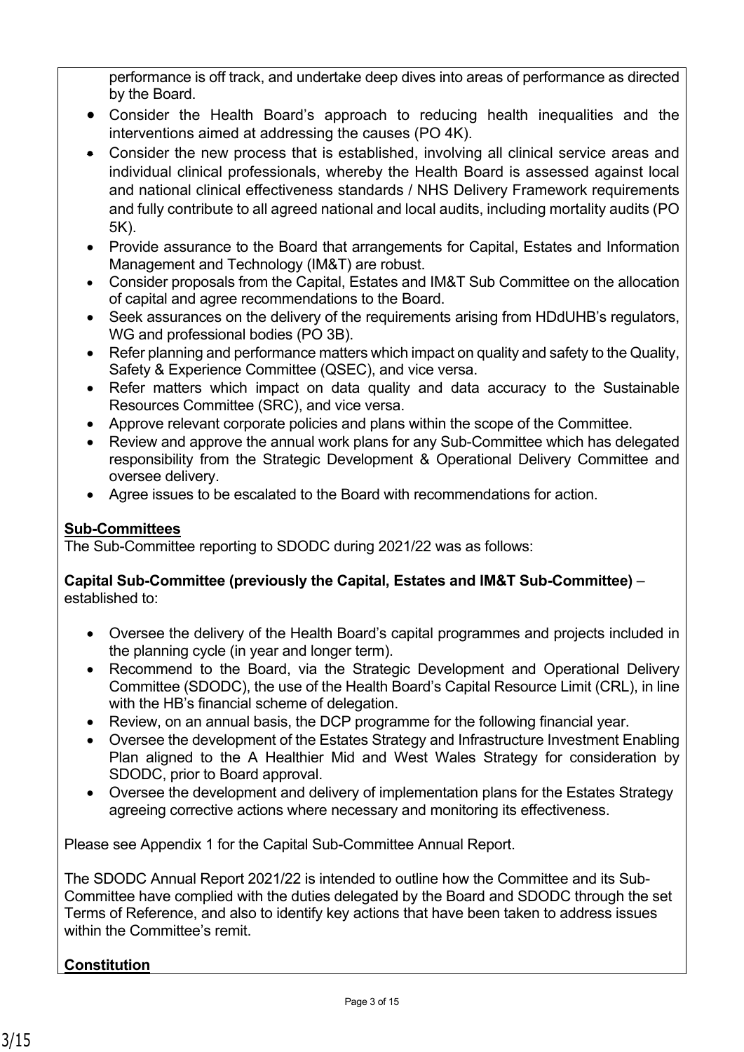performance is off track, and undertake deep dives into areas of performance as directed by the Board.

- Consider the Health Board's approach to reducing health inequalities and the interventions aimed at addressing the causes (PO 4K).
- Consider the new process that is established, involving all clinical service areas and individual clinical professionals, whereby the Health Board is assessed against local and national clinical effectiveness standards / NHS Delivery Framework requirements and fully contribute to all agreed national and local audits, including mortality audits (PO 5K).
- Provide assurance to the Board that arrangements for Capital, Estates and Information Management and Technology (IM&T) are robust.
- Consider proposals from the Capital, Estates and IM&T Sub Committee on the allocation of capital and agree recommendations to the Board.
- Seek assurances on the delivery of the requirements arising from HDdUHB's regulators, WG and professional bodies (PO 3B).
- Refer planning and performance matters which impact on quality and safety to the Quality, Safety & Experience Committee (QSEC), and vice versa.
- Refer matters which impact on data quality and data accuracy to the Sustainable Resources Committee (SRC), and vice versa.
- Approve relevant corporate policies and plans within the scope of the Committee.
- Review and approve the annual work plans for any Sub-Committee which has delegated responsibility from the Strategic Development & Operational Delivery Committee and oversee delivery.
- Agree issues to be escalated to the Board with recommendations for action.

**Sub-Committees**

The Sub-Committee reporting to SDODC during 2021/22 was as follows:

**Capital Sub-Committee (previously the Capital, Estates and IM&T Sub-Committee)** – established to:

- Oversee the delivery of the Health Board's capital programmes and projects included in the planning cycle (in year and longer term).
- Recommend to the Board, via the Strategic Development and Operational Delivery Committee (SDODC), the use of the Health Board's Capital Resource Limit (CRL), in line with the HB's financial scheme of delegation.
- Review, on an annual basis, the DCP programme for the following financial year.
- Oversee the development of the Estates Strategy and Infrastructure Investment Enabling Plan aligned to the A Healthier Mid and West Wales Strategy for consideration by SDODC, prior to Board approval.
- Oversee the development and delivery of implementation plans for the Estates Strategy agreeing corrective actions where necessary and monitoring its effectiveness.

Please see Appendix 1 for the Capital Sub-Committee Annual Report.

The SDODC Annual Report 2021/22 is intended to outline how the Committee and its Sub-Committee have complied with the duties delegated by the Board and SDODC through the set Terms of Reference, and also to identify key actions that have been taken to address issues within the Committee's remit.

**Constitution**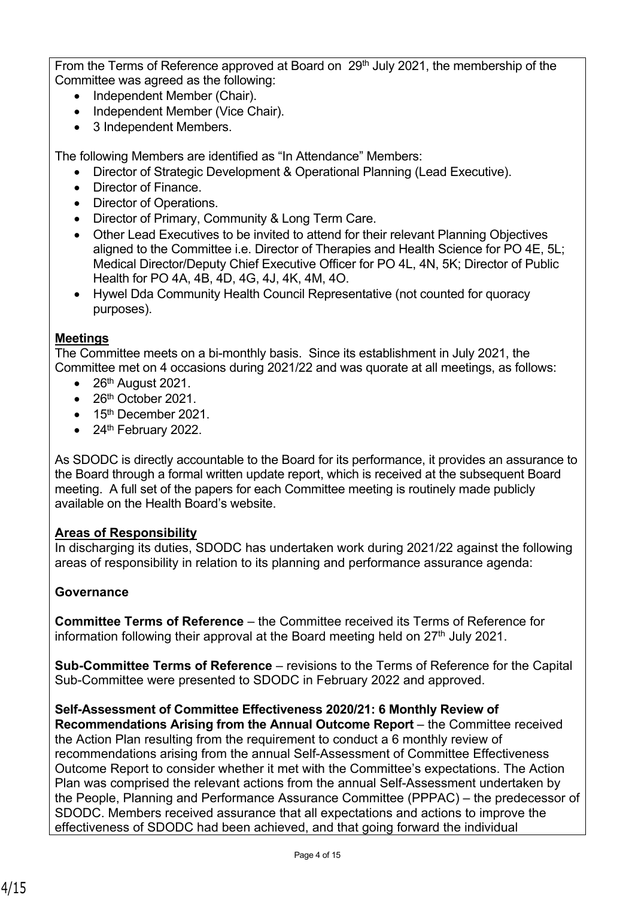From the Terms of Reference approved at Board on 29th July 2021, the membership of the Committee was agreed as the following:

- Independent Member (Chair).
- Independent Member (Vice Chair).
- 3 Independent Members.

The following Members are identified as "In Attendance" Members:

- Director of Strategic Development & Operational Planning (Lead Executive).
- Director of Finance.
- Director of Operations.
- Director of Primary, Community & Long Term Care.
- Other Lead Executives to be invited to attend for their relevant Planning Objectives aligned to the Committee i.e. Director of Therapies and Health Science for PO 4E, 5L; Medical Director/Deputy Chief Executive Officer for PO 4L, 4N, 5K; Director of Public Health for PO 4A, 4B, 4D, 4G, 4J, 4K, 4M, 4O.
- Hywel Dda Community Health Council Representative (not counted for quoracy purposes).

**Meetings**

The Committee meets on a bi-monthly basis. Since its establishment in July 2021, the Committee met on 4 occasions during 2021/22 and was quorate at all meetings, as follows:

- 26th August 2021.
- 26th October 2021.
- 15th December 2021.
- 24th February 2022.

As SDODC is directly accountable to the Board for its performance, it provides an assurance to the Board through a formal written update report, which is received at the subsequent Board meeting. A full set of the papers for each Committee meeting is routinely made publicly available on the Health Board's website.

**Areas of Responsibility**

In discharging its duties, SDODC has undertaken work during 2021/22 against the following areas of responsibility in relation to its planning and performance assurance agenda:

**Governance**

**Committee Terms of Reference** – the Committee received its Terms of Reference for information following their approval at the Board meeting held on 27th July 2021.

**Sub-Committee Terms of Reference** – revisions to the Terms of Reference for the Capital Sub-Committee were presented to SDODC in February 2022 and approved.

**Self-Assessment of Committee Effectiveness 2020/21: 6 Monthly Review of Recommendations Arising from the Annual Outcome Report** – the Committee received the Action Plan resulting from the requirement to conduct a 6 monthly review of recommendations arising from the annual Self-Assessment of Committee Effectiveness Outcome Report to consider whether it met with the Committee's expectations. The Action Plan was comprised the relevant actions from the annual Self-Assessment undertaken by the People, Planning and Performance Assurance Committee (PPPAC) – the predecessor of SDODC. Members received assurance that all expectations and actions to improve the effectiveness of SDODC had been achieved, and that going forward the individual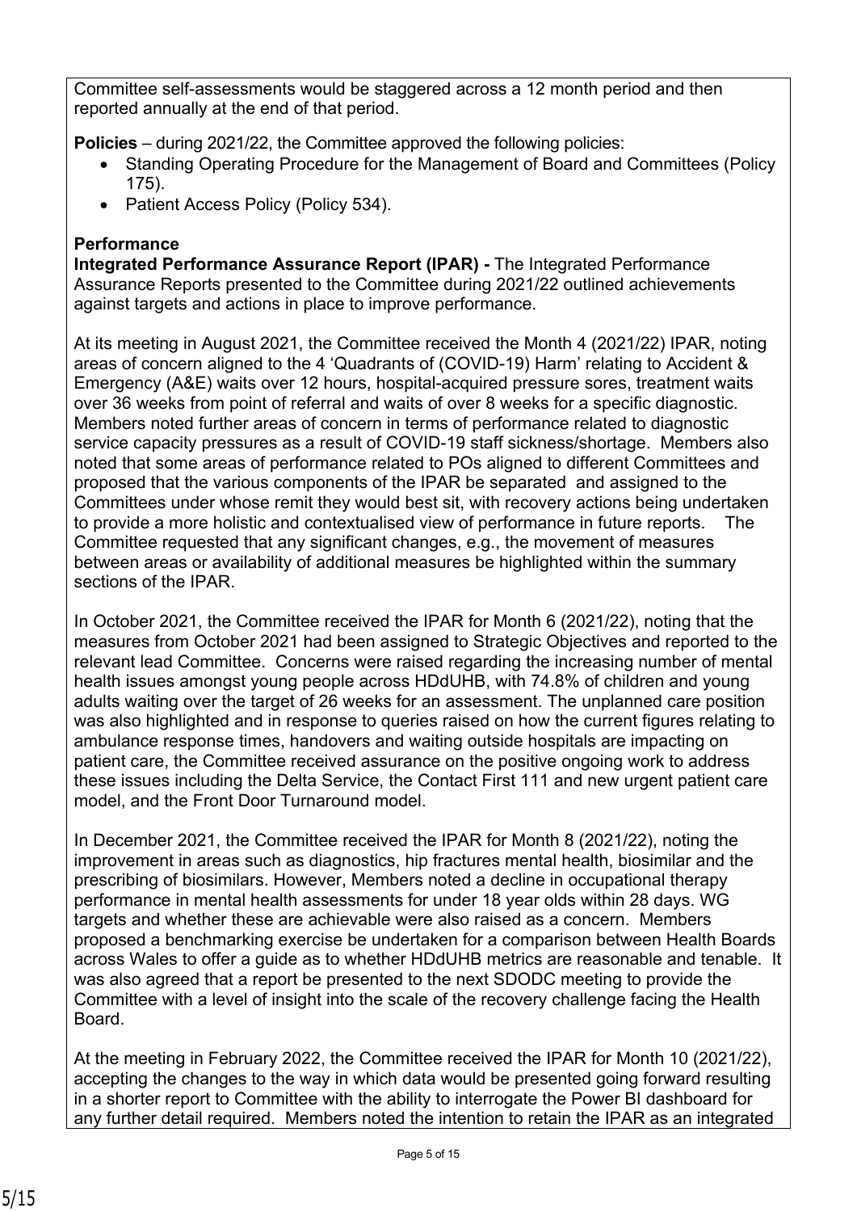Committee self-assessments would be staggered across a 12 month period and then reported annually at the end of that period.

**Policies** – during 2021/22, the Committee approved the following policies:

- Standing Operating Procedure for the Management of Board and Committees (Policy 175).
- Patient Access Policy (Policy 534).

**Performance**

**Integrated Performance Assurance Report (IPAR) -** The Integrated Performance Assurance Reports presented to the Committee during 2021/22 outlined achievements against targets and actions in place to improve performance.

At its meeting in August 2021, the Committee received the Month 4 (2021/22) IPAR, noting areas of concern aligned to the 4 'Quadrants of (COVID-19) Harm' relating to Accident & Emergency (A&E) waits over 12 hours, hospital-acquired pressure sores, treatment waits over 36 weeks from point of referral and waits of over 8 weeks for a specific diagnostic. Members noted further areas of concern in terms of performance related to diagnostic service capacity pressures as a result of COVID-19 staff sickness/shortage. Members also noted that some areas of performance related to POs aligned to different Committees and proposed that the various components of the IPAR be separated and assigned to the Committees under whose remit they would best sit, with recovery actions being undertaken to provide a more holistic and contextualised view of performance in future reports. The Committee requested that any significant changes, e.g., the movement of measures between areas or availability of additional measures be highlighted within the summary sections of the IPAR.

In October 2021, the Committee received the IPAR for Month 6 (2021/22), noting that the measures from October 2021 had been assigned to Strategic Objectives and reported to the relevant lead Committee. Concerns were raised regarding the increasing number of mental health issues amongst young people across HDdUHB, with 74.8% of children and young adults waiting over the target of 26 weeks for an assessment. The unplanned care position was also highlighted and in response to queries raised on how the current figures relating to ambulance response times, handovers and waiting outside hospitals are impacting on patient care, the Committee received assurance on the positive ongoing work to address these issues including the Delta Service, the Contact First 111 and new urgent patient care model, and the Front Door Turnaround model.

In December 2021, the Committee received the IPAR for Month 8 (2021/22), noting the improvement in areas such as diagnostics, hip fractures mental health, biosimilar and the prescribing of biosimilars. However, Members noted a decline in occupational therapy performance in mental health assessments for under 18 year olds within 28 days. WG targets and whether these are achievable were also raised as a concern. Members proposed a benchmarking exercise be undertaken for a comparison between Health Boards across Wales to offer a guide as to whether HDdUHB metrics are reasonable and tenable. It was also agreed that a report be presented to the next SDODC meeting to provide the Committee with a level of insight into the scale of the recovery challenge facing the Health Board.

At the meeting in February 2022, the Committee received the IPAR for Month 10 (2021/22), accepting the changes to the way in which data would be presented going forward resulting in a shorter report to Committee with the ability to interrogate the Power BI dashboard for any further detail required. Members noted the intention to retain the IPAR as an integrated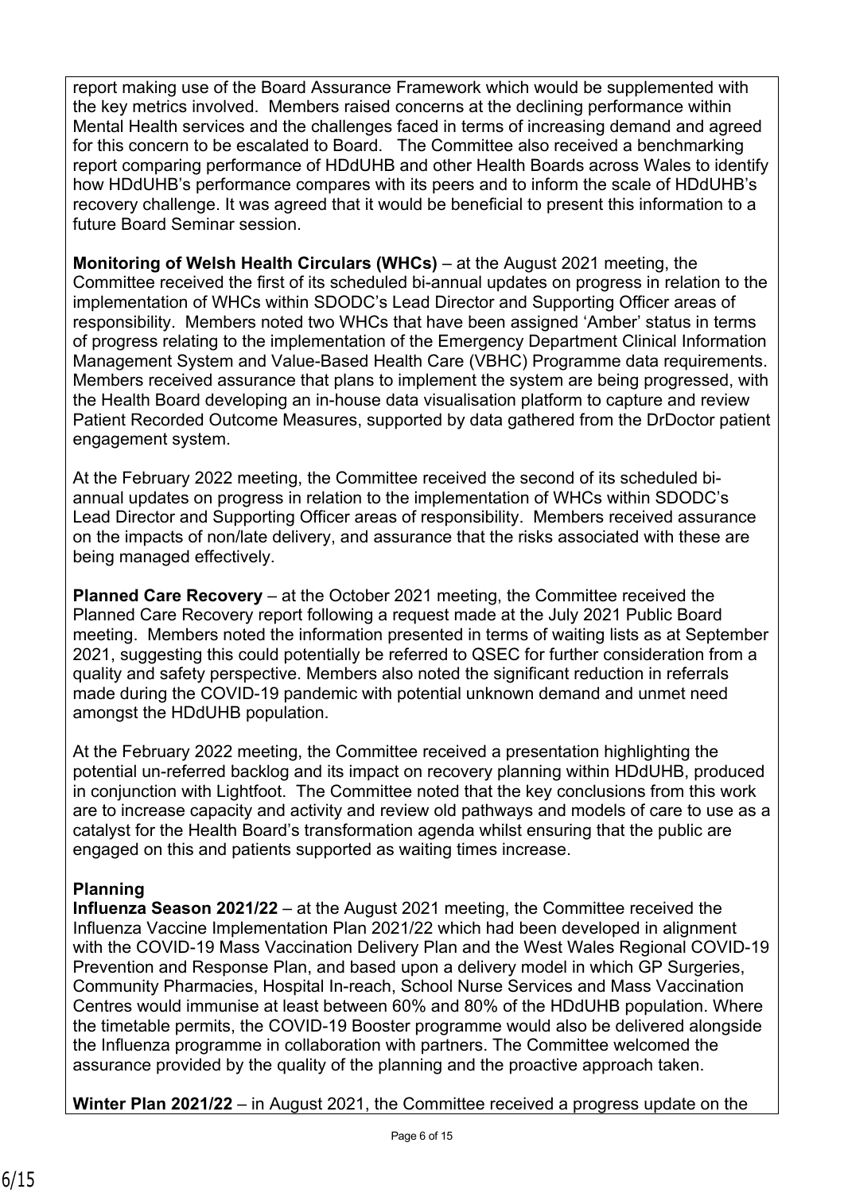report making use of the Board Assurance Framework which would be supplemented with the key metrics involved. Members raised concerns at the declining performance within Mental Health services and the challenges faced in terms of increasing demand and agreed for this concern to be escalated to Board. The Committee also received a benchmarking report comparing performance of HDdUHB and other Health Boards across Wales to identify how HDdUHB's performance compares with its peers and to inform the scale of HDdUHB's recovery challenge. It was agreed that it would be beneficial to present this information to a future Board Seminar session.

**Monitoring of Welsh Health Circulars (WHCs)** – at the August 2021 meeting, the Committee received the first of its scheduled bi-annual updates on progress in relation to the implementation of WHCs within SDODC's Lead Director and Supporting Officer areas of responsibility. Members noted two WHCs that have been assigned 'Amber' status in terms of progress relating to the implementation of the Emergency Department Clinical Information Management System and Value-Based Health Care (VBHC) Programme data requirements. Members received assurance that plans to implement the system are being progressed, with the Health Board developing an in-house data visualisation platform to capture and review Patient Recorded Outcome Measures, supported by data gathered from the DrDoctor patient engagement system.

At the February 2022 meeting, the Committee received the second of its scheduled bi-annual updates on progress in relation to the implementation of WHCs within SDODC's Lead Director and Supporting Officer areas of responsibility. Members received assurance on the impacts of non/late delivery, and assurance that the risks associated with these are being managed effectively.

**Planned Care Recovery** – at the October 2021 meeting, the Committee received the Planned Care Recovery report following a request made at the July 2021 Public Board meeting. Members noted the information presented in terms of waiting lists as at September 2021, suggesting this could potentially be referred to QSEC for further consideration from a quality and safety perspective. Members also noted the significant reduction in referrals made during the COVID-19 pandemic with potential unknown demand and unmet need amongst the HDdUHB population.

At the February 2022 meeting, the Committee received a presentation highlighting the potential un-referred backlog and its impact on recovery planning within HDdUHB, produced in conjunction with Lightfoot. The Committee noted that the key conclusions from this work are to increase capacity and activity and review old pathways and models of care to use as a catalyst for the Health Board's transformation agenda whilst ensuring that the public are engaged on this and patients supported as waiting times increase.

**Planning**

**Influenza Season 2021/22** – at the August 2021 meeting, the Committee received the Influenza Vaccine Implementation Plan 2021/22 which had been developed in alignment with the COVID-19 Mass Vaccination Delivery Plan and the West Wales Regional COVID-19 Prevention and Response Plan, and based upon a delivery model in which GP Surgeries, Community Pharmacies, Hospital In-reach, School Nurse Services and Mass Vaccination Centres would immunise at least between 60% and 80% of the HDdUHB population. Where the timetable permits, the COVID-19 Booster programme would also be delivered alongside the Influenza programme in collaboration with partners. The Committee welcomed the assurance provided by the quality of the planning and the proactive approach taken.

**Winter Plan 2021/22** – in August 2021, the Committee received a progress update on the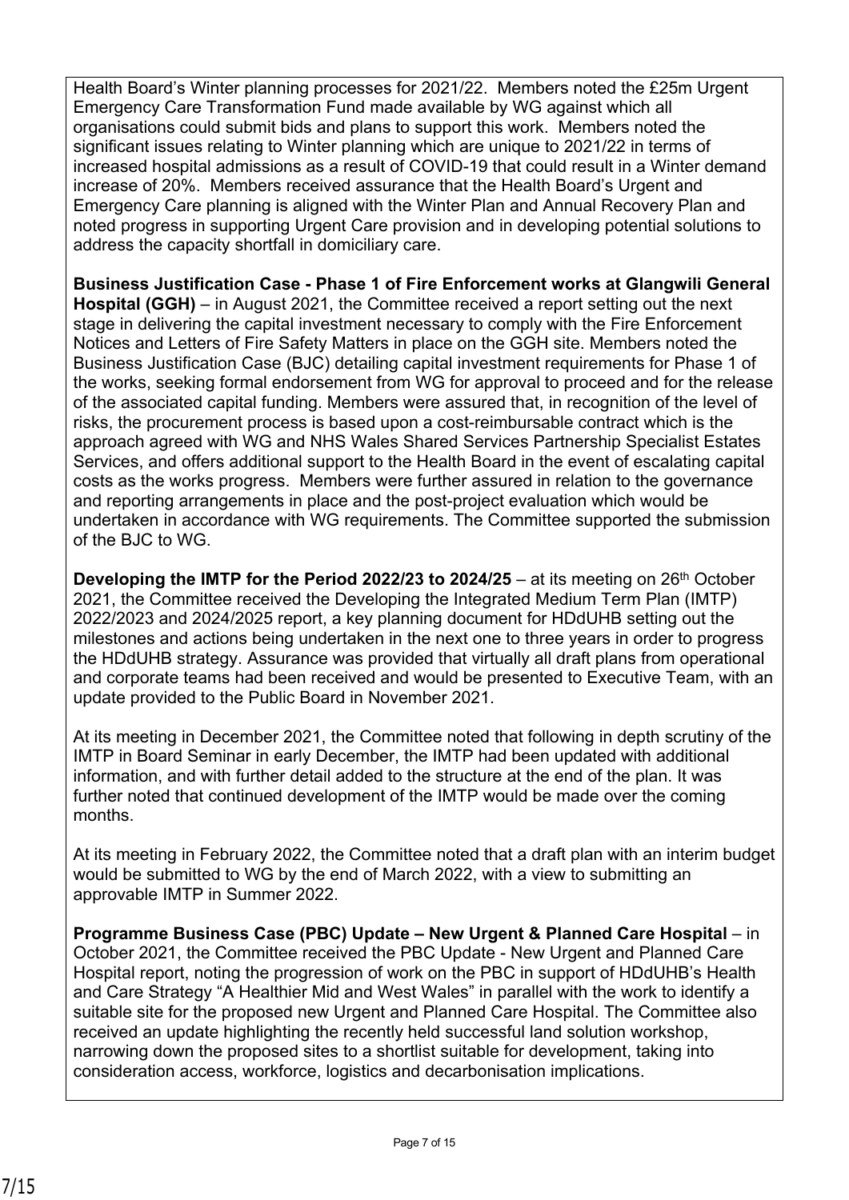Health Board's Winter planning processes for 2021/22. Members noted the £25m Urgent Emergency Care Transformation Fund made available by WG against which all organisations could submit bids and plans to support this work. Members noted the significant issues relating to Winter planning which are unique to 2021/22 in terms of increased hospital admissions as a result of COVID-19 that could result in a Winter demand increase of 20%. Members received assurance that the Health Board's Urgent and Emergency Care planning is aligned with the Winter Plan and Annual Recovery Plan and noted progress in supporting Urgent Care provision and in developing potential solutions to address the capacity shortfall in domiciliary care.

**Business Justification Case - Phase 1 of Fire Enforcement works at Glangwili General Hospital (GGH)** – in August 2021, the Committee received a report setting out the next stage in delivering the capital investment necessary to comply with the Fire Enforcement Notices and Letters of Fire Safety Matters in place on the GGH site. Members noted the Business Justification Case (BJC) detailing capital investment requirements for Phase 1 of the works, seeking formal endorsement from WG for approval to proceed and for the release of the associated capital funding. Members were assured that, in recognition of the level of risks, the procurement process is based upon a cost-reimbursable contract which is the approach agreed with WG and NHS Wales Shared Services Partnership Specialist Estates Services, and offers additional support to the Health Board in the event of escalating capital costs as the works progress. Members were further assured in relation to the governance and reporting arrangements in place and the post-project evaluation which would be undertaken in accordance with WG requirements. The Committee supported the submission of the BJC to WG.

**Developing the IMTP for the Period 2022/23 to 2024/25** – at its meeting on 26th October 2021, the Committee received the Developing the Integrated Medium Term Plan (IMTP) 2022/2023 and 2024/2025 report, a key planning document for HDdUHB setting out the milestones and actions being undertaken in the next one to three years in order to progress the HDdUHB strategy. Assurance was provided that virtually all draft plans from operational and corporate teams had been received and would be presented to Executive Team, with an update provided to the Public Board in November 2021.

At its meeting in December 2021, the Committee noted that following in depth scrutiny of the IMTP in Board Seminar in early December, the IMTP had been updated with additional information, and with further detail added to the structure at the end of the plan. It was further noted that continued development of the IMTP would be made over the coming months.

At its meeting in February 2022, the Committee noted that a draft plan with an interim budget would be submitted to WG by the end of March 2022, with a view to submitting an approvable IMTP in Summer 2022.

**Programme Business Case (PBC) Update – New Urgent & Planned Care Hospital** – in October 2021, the Committee received the PBC Update - New Urgent and Planned Care Hospital report, noting the progression of work on the PBC in support of HDdUHB's Health and Care Strategy "A Healthier Mid and West Wales" in parallel with the work to identify a suitable site for the proposed new Urgent and Planned Care Hospital. The Committee also received an update highlighting the recently held successful land solution workshop, narrowing down the proposed sites to a shortlist suitable for development, taking into consideration access, workforce, logistics and decarbonisation implications.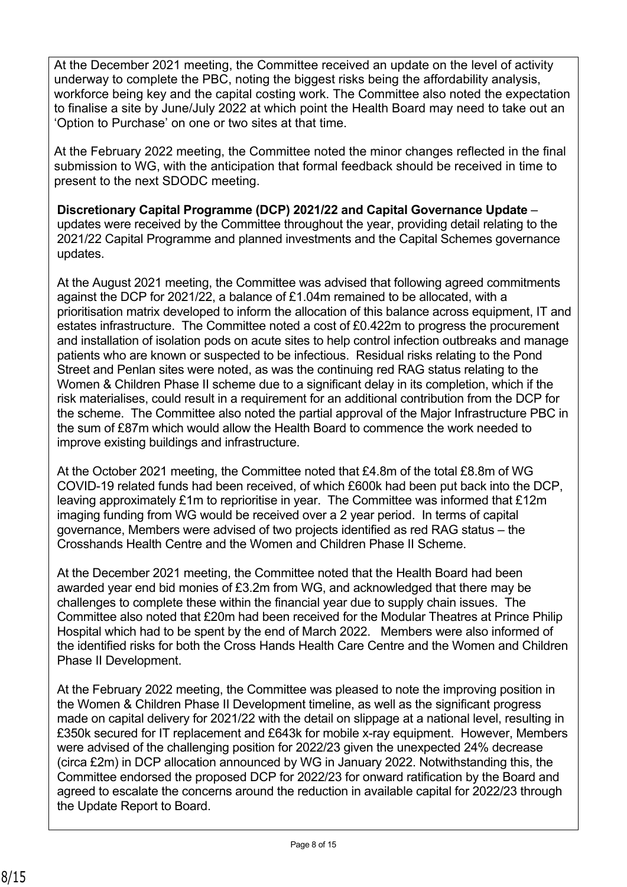At the December 2021 meeting, the Committee received an update on the level of activity underway to complete the PBC, noting the biggest risks being the affordability analysis, workforce being key and the capital costing work. The Committee also noted the expectation to finalise a site by June/July 2022 at which point the Health Board may need to take out an 'Option to Purchase' on one or two sites at that time.

At the February 2022 meeting, the Committee noted the minor changes reflected in the final submission to WG, with the anticipation that formal feedback should be received in time to present to the next SDODC meeting.

**Discretionary Capital Programme (DCP) 2021/22 and Capital Governance Update** – updates were received by the Committee throughout the year, providing detail relating to the 2021/22 Capital Programme and planned investments and the Capital Schemes governance updates.

At the August 2021 meeting, the Committee was advised that following agreed commitments against the DCP for 2021/22, a balance of £1.04m remained to be allocated, with a prioritisation matrix developed to inform the allocation of this balance across equipment, IT and estates infrastructure. The Committee noted a cost of £0.422m to progress the procurement and installation of isolation pods on acute sites to help control infection outbreaks and manage patients who are known or suspected to be infectious. Residual risks relating to the Pond Street and Penlan sites were noted, as was the continuing red RAG status relating to the Women & Children Phase II scheme due to a significant delay in its completion, which if the risk materialises, could result in a requirement for an additional contribution from the DCP for the scheme. The Committee also noted the partial approval of the Major Infrastructure PBC in the sum of £87m which would allow the Health Board to commence the work needed to improve existing buildings and infrastructure.

At the October 2021 meeting, the Committee noted that £4.8m of the total £8.8m of WG COVID-19 related funds had been received, of which £600k had been put back into the DCP, leaving approximately £1m to reprioritise in year. The Committee was informed that £12m imaging funding from WG would be received over a 2 year period. In terms of capital governance, Members were advised of two projects identified as red RAG status – the Crosshands Health Centre and the Women and Children Phase II Scheme.

At the December 2021 meeting, the Committee noted that the Health Board had been awarded year end bid monies of £3.2m from WG, and acknowledged that there may be challenges to complete these within the financial year due to supply chain issues. The Committee also noted that £20m had been received for the Modular Theatres at Prince Philip Hospital which had to be spent by the end of March 2022. Members were also informed of the identified risks for both the Cross Hands Health Care Centre and the Women and Children Phase II Development.

At the February 2022 meeting, the Committee was pleased to note the improving position in the Women & Children Phase II Development timeline, as well as the significant progress made on capital delivery for 2021/22 with the detail on slippage at a national level, resulting in £350k secured for IT replacement and £643k for mobile x-ray equipment. However, Members were advised of the challenging position for 2022/23 given the unexpected 24% decrease (circa £2m) in DCP allocation announced by WG in January 2022. Notwithstanding this, the Committee endorsed the proposed DCP for 2022/23 for onward ratification by the Board and agreed to escalate the concerns around the reduction in available capital for 2022/23 through the Update Report to Board.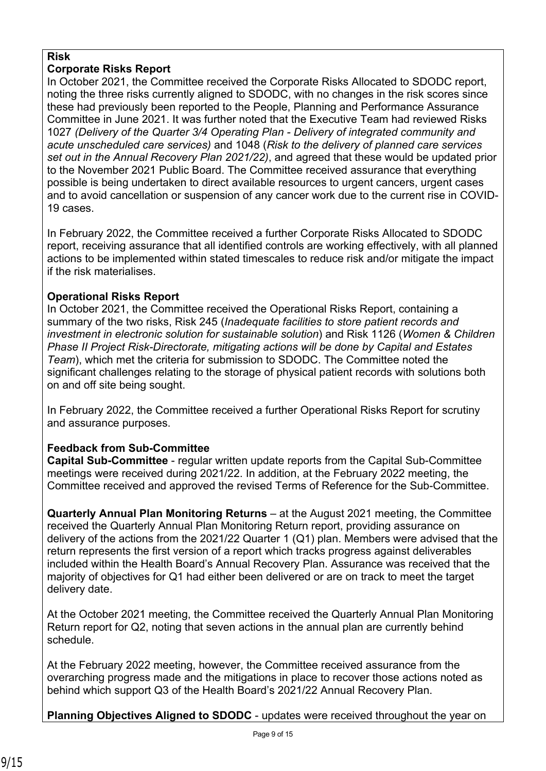**Risk**

**Corporate Risks Report**

In October 2021, the Committee received the Corporate Risks Allocated to SDODC report, noting the three risks currently aligned to SDODC, with no changes in the risk scores since these had previously been reported to the People, Planning and Performance Assurance Committee in June 2021. It was further noted that the Executive Team had reviewed Risks 1027 *(Delivery of the Quarter 3/4 Operating Plan - Delivery of integrated community and acute unscheduled care services)* and 1048 (*Risk to the delivery of planned care services set out in the Annual Recovery Plan 2021/22)*, and agreed that these would be updated prior to the November 2021 Public Board. The Committee received assurance that everything possible is being undertaken to direct available resources to urgent cancers, urgent cases and to avoid cancellation or suspension of any cancer work due to the current rise in COVID-19 cases.

In February 2022, the Committee received a further Corporate Risks Allocated to SDODC report, receiving assurance that all identified controls are working effectively, with all planned actions to be implemented within stated timescales to reduce risk and/or mitigate the impact if the risk materialises.

**Operational Risks Report**

In October 2021, the Committee received the Operational Risks Report, containing a summary of the two risks, Risk 245 (*Inadequate facilities to store patient records and investment in electronic solution for sustainable solution*) and Risk 1126 (*Women & Children Phase II Project Risk-Directorate, mitigating actions will be done by Capital and Estates Team*), which met the criteria for submission to SDODC. The Committee noted the significant challenges relating to the storage of physical patient records with solutions both on and off site being sought.

In February 2022, the Committee received a further Operational Risks Report for scrutiny and assurance purposes.

**Feedback from Sub-Committee**

**Capital Sub-Committee** - regular written update reports from the Capital Sub-Committee meetings were received during 2021/22. In addition, at the February 2022 meeting, the Committee received and approved the revised Terms of Reference for the Sub-Committee.

**Quarterly Annual Plan Monitoring Returns** – at the August 2021 meeting, the Committee received the Quarterly Annual Plan Monitoring Return report, providing assurance on delivery of the actions from the 2021/22 Quarter 1 (Q1) plan. Members were advised that the return represents the first version of a report which tracks progress against deliverables included within the Health Board's Annual Recovery Plan. Assurance was received that the majority of objectives for Q1 had either been delivered or are on track to meet the target delivery date.

At the October 2021 meeting, the Committee received the Quarterly Annual Plan Monitoring Return report for Q2, noting that seven actions in the annual plan are currently behind schedule.

At the February 2022 meeting, however, the Committee received assurance from the overarching progress made and the mitigations in place to recover those actions noted as behind which support Q3 of the Health Board's 2021/22 Annual Recovery Plan.

**Planning Objectives Aligned to SDODC** - updates were received throughout the year on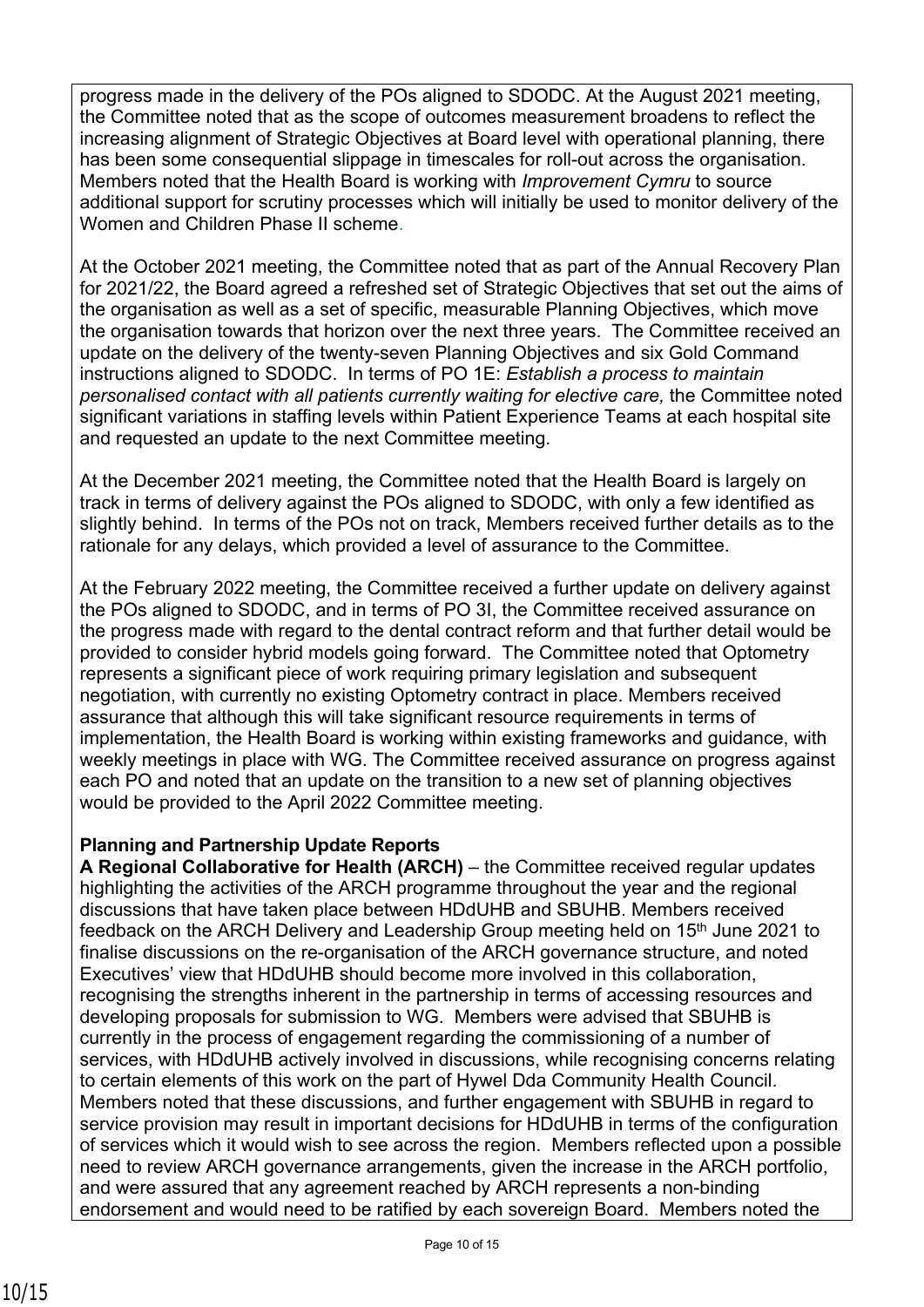progress made in the delivery of the POs aligned to SDODC. At the August 2021 meeting, the Committee noted that as the scope of outcomes measurement broadens to reflect the increasing alignment of Strategic Objectives at Board level with operational planning, there has been some consequential slippage in timescales for roll-out across the organisation. Members noted that the Health Board is working with *Improvement Cymru* to source additional support for scrutiny processes which will initially be used to monitor delivery of the Women and Children Phase II scheme.

At the October 2021 meeting, the Committee noted that as part of the Annual Recovery Plan for 2021/22, the Board agreed a refreshed set of Strategic Objectives that set out the aims of the organisation as well as a set of specific, measurable Planning Objectives, which move the organisation towards that horizon over the next three years. The Committee received an update on the delivery of the twenty-seven Planning Objectives and six Gold Command instructions aligned to SDODC. In terms of PO 1E: *Establish a process to maintain personalised contact with all patients currently waiting for elective care,* the Committee noted significant variations in staffing levels within Patient Experience Teams at each hospital site and requested an update to the next Committee meeting.

At the December 2021 meeting, the Committee noted that the Health Board is largely on track in terms of delivery against the POs aligned to SDODC, with only a few identified as slightly behind. In terms of the POs not on track, Members received further details as to the rationale for any delays, which provided a level of assurance to the Committee.

At the February 2022 meeting, the Committee received a further update on delivery against the POs aligned to SDODC, and in terms of PO 3I, the Committee received assurance on the progress made with regard to the dental contract reform and that further detail would be provided to consider hybrid models going forward. The Committee noted that Optometry represents a significant piece of work requiring primary legislation and subsequent negotiation, with currently no existing Optometry contract in place. Members received assurance that although this will take significant resource requirements in terms of implementation, the Health Board is working within existing frameworks and guidance, with weekly meetings in place with WG. The Committee received assurance on progress against each PO and noted that an update on the transition to a new set of planning objectives would be provided to the April 2022 Committee meeting.

**Planning and Partnership Update Reports**

**A Regional Collaborative for Health (ARCH)** – the Committee received regular updates highlighting the activities of the ARCH programme throughout the year and the regional discussions that have taken place between HDdUHB and SBUHB. Members received feedback on the ARCH Delivery and Leadership Group meeting held on 15th June 2021 to finalise discussions on the re-organisation of the ARCH governance structure, and noted Executives' view that HDdUHB should become more involved in this collaboration, recognising the strengths inherent in the partnership in terms of accessing resources and developing proposals for submission to WG. Members were advised that SBUHB is currently in the process of engagement regarding the commissioning of a number of services, with HDdUHB actively involved in discussions, while recognising concerns relating to certain elements of this work on the part of Hywel Dda Community Health Council. Members noted that these discussions, and further engagement with SBUHB in regard to service provision may result in important decisions for HDdUHB in terms of the configuration of services which it would wish to see across the region. Members reflected upon a possible need to review ARCH governance arrangements, given the increase in the ARCH portfolio, and were assured that any agreement reached by ARCH represents a non-binding endorsement and would need to be ratified by each sovereign Board. Members noted the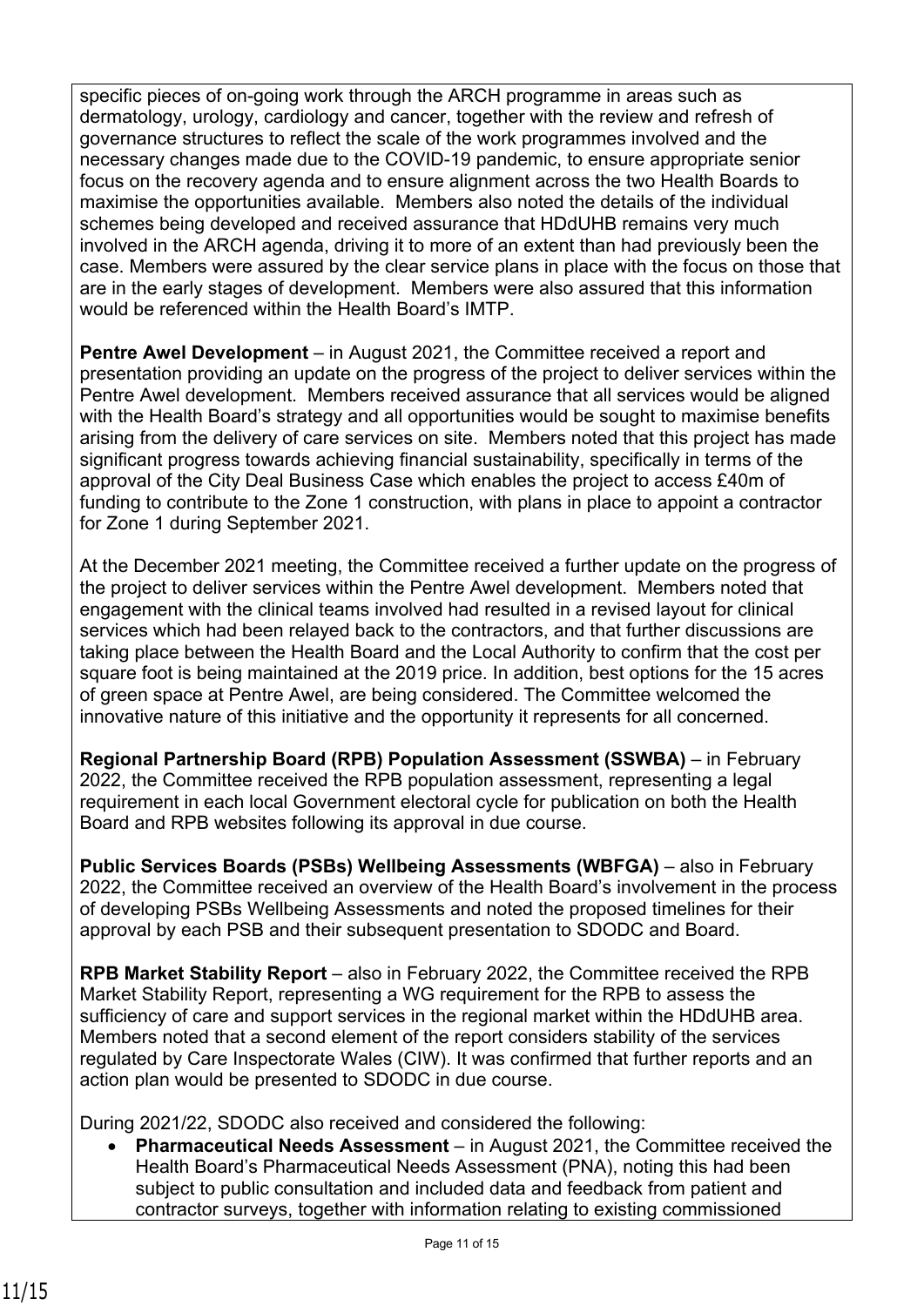specific pieces of on-going work through the ARCH programme in areas such as dermatology, urology, cardiology and cancer, together with the review and refresh of governance structures to reflect the scale of the work programmes involved and the necessary changes made due to the COVID-19 pandemic, to ensure appropriate senior focus on the recovery agenda and to ensure alignment across the two Health Boards to maximise the opportunities available. Members also noted the details of the individual schemes being developed and received assurance that HDdUHB remains very much involved in the ARCH agenda, driving it to more of an extent than had previously been the case. Members were assured by the clear service plans in place with the focus on those that are in the early stages of development. Members were also assured that this information would be referenced within the Health Board's IMTP.

**Pentre Awel Development** – in August 2021, the Committee received a report and presentation providing an update on the progress of the project to deliver services within the Pentre Awel development. Members received assurance that all services would be aligned with the Health Board's strategy and all opportunities would be sought to maximise benefits arising from the delivery of care services on site. Members noted that this project has made significant progress towards achieving financial sustainability, specifically in terms of the approval of the City Deal Business Case which enables the project to access £40m of funding to contribute to the Zone 1 construction, with plans in place to appoint a contractor for Zone 1 during September 2021.

At the December 2021 meeting, the Committee received a further update on the progress of the project to deliver services within the Pentre Awel development. Members noted that engagement with the clinical teams involved had resulted in a revised layout for clinical services which had been relayed back to the contractors, and that further discussions are taking place between the Health Board and the Local Authority to confirm that the cost per square foot is being maintained at the 2019 price. In addition, best options for the 15 acres of green space at Pentre Awel, are being considered. The Committee welcomed the innovative nature of this initiative and the opportunity it represents for all concerned.

**Regional Partnership Board (RPB) Population Assessment (SSWBA)** – in February 2022, the Committee received the RPB population assessment, representing a legal requirement in each local Government electoral cycle for publication on both the Health Board and RPB websites following its approval in due course.

**Public Services Boards (PSBs) Wellbeing Assessments (WBFGA)** – also in February 2022, the Committee received an overview of the Health Board's involvement in the process of developing PSBs Wellbeing Assessments and noted the proposed timelines for their approval by each PSB and their subsequent presentation to SDODC and Board.

**RPB Market Stability Report** – also in February 2022, the Committee received the RPB Market Stability Report, representing a WG requirement for the RPB to assess the sufficiency of care and support services in the regional market within the HDdUHB area. Members noted that a second element of the report considers stability of the services regulated by Care Inspectorate Wales (CIW). It was confirmed that further reports and an action plan would be presented to SDODC in due course.

During 2021/22, SDODC also received and considered the following:

- **Pharmaceutical Needs Assessment** – in August 2021, the Committee received the Health Board's Pharmaceutical Needs Assessment (PNA), noting this had been subject to public consultation and included data and feedback from patient and contractor surveys, together with information relating to existing commissioned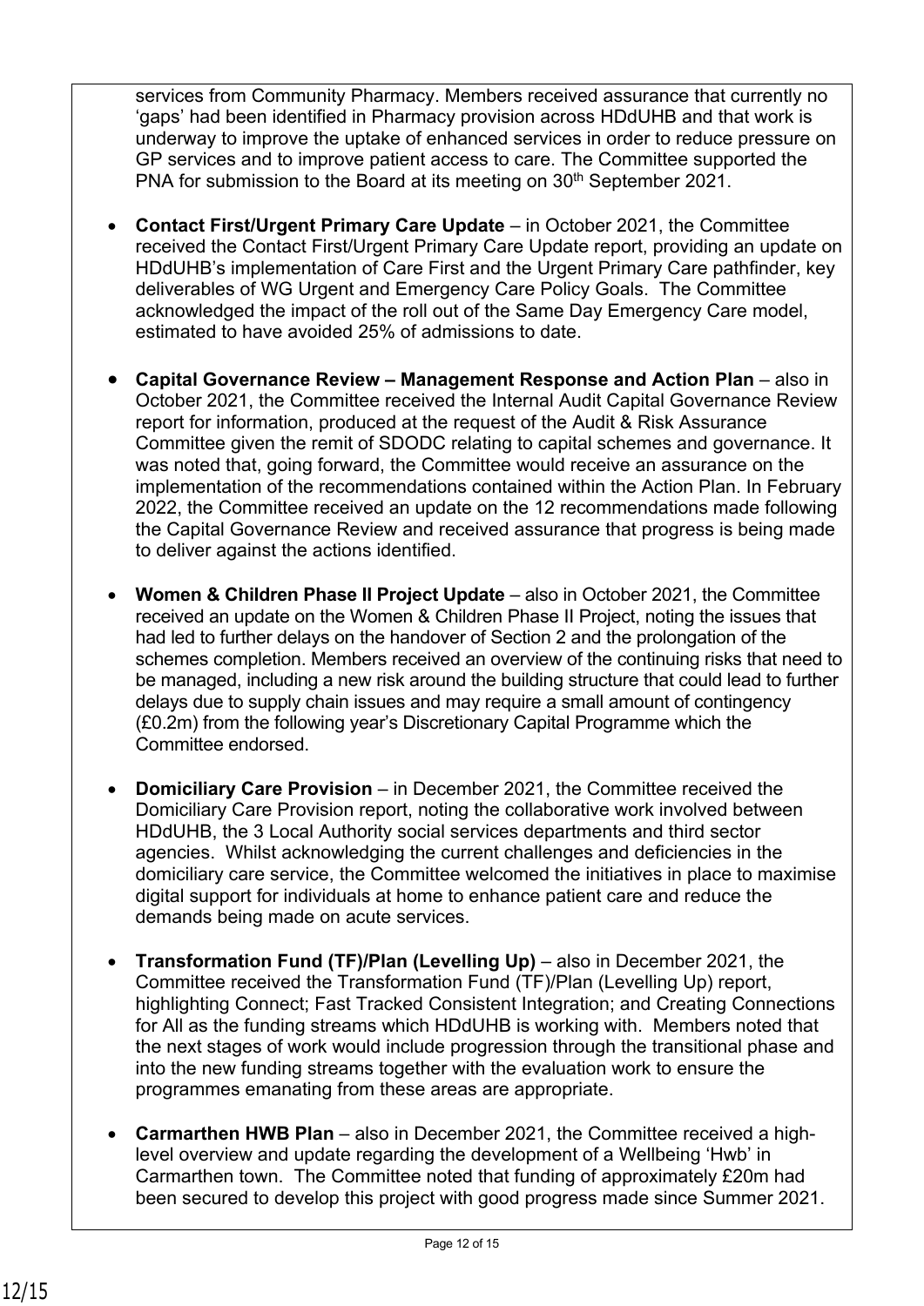services from Community Pharmacy. Members received assurance that currently no 'gaps' had been identified in Pharmacy provision across HDdUHB and that work is underway to improve the uptake of enhanced services in order to reduce pressure on GP services and to improve patient access to care. The Committee supported the PNA for submission to the Board at its meeting on 30th September 2021.

- **Contact First/Urgent Primary Care Update** – in October 2021, the Committee received the Contact First/Urgent Primary Care Update report, providing an update on HDdUHB's implementation of Care First and the Urgent Primary Care pathfinder, key deliverables of WG Urgent and Emergency Care Policy Goals. The Committee acknowledged the impact of the roll out of the Same Day Emergency Care model, estimated to have avoided 25% of admissions to date.

- **Capital Governance Review – Management Response and Action Plan** – also in October 2021, the Committee received the Internal Audit Capital Governance Review report for information, produced at the request of the Audit & Risk Assurance Committee given the remit of SDODC relating to capital schemes and governance. It was noted that, going forward, the Committee would receive an assurance on the implementation of the recommendations contained within the Action Plan. In February 2022, the Committee received an update on the 12 recommendations made following the Capital Governance Review and received assurance that progress is being made to deliver against the actions identified.

- **Women & Children Phase II Project Update** – also in October 2021, the Committee received an update on the Women & Children Phase II Project, noting the issues that had led to further delays on the handover of Section 2 and the prolongation of the schemes completion. Members received an overview of the continuing risks that need to be managed, including a new risk around the building structure that could lead to further delays due to supply chain issues and may require a small amount of contingency (£0.2m) from the following year's Discretionary Capital Programme which the Committee endorsed.

- **Domiciliary Care Provision** – in December 2021, the Committee received the Domiciliary Care Provision report, noting the collaborative work involved between HDdUHB, the 3 Local Authority social services departments and third sector agencies. Whilst acknowledging the current challenges and deficiencies in the domiciliary care service, the Committee welcomed the initiatives in place to maximise digital support for individuals at home to enhance patient care and reduce the demands being made on acute services.

- **Transformation Fund (TF)/Plan (Levelling Up)** – also in December 2021, the Committee received the Transformation Fund (TF)/Plan (Levelling Up) report, highlighting Connect; Fast Tracked Consistent Integration; and Creating Connections for All as the funding streams which HDdUHB is working with. Members noted that the next stages of work would include progression through the transitional phase and into the new funding streams together with the evaluation work to ensure the programmes emanating from these areas are appropriate.

- **Carmarthen HWB Plan** – also in December 2021, the Committee received a high-level overview and update regarding the development of a Wellbeing 'Hwb' in Carmarthen town. The Committee noted that funding of approximately £20m had been secured to develop this project with good progress made since Summer 2021.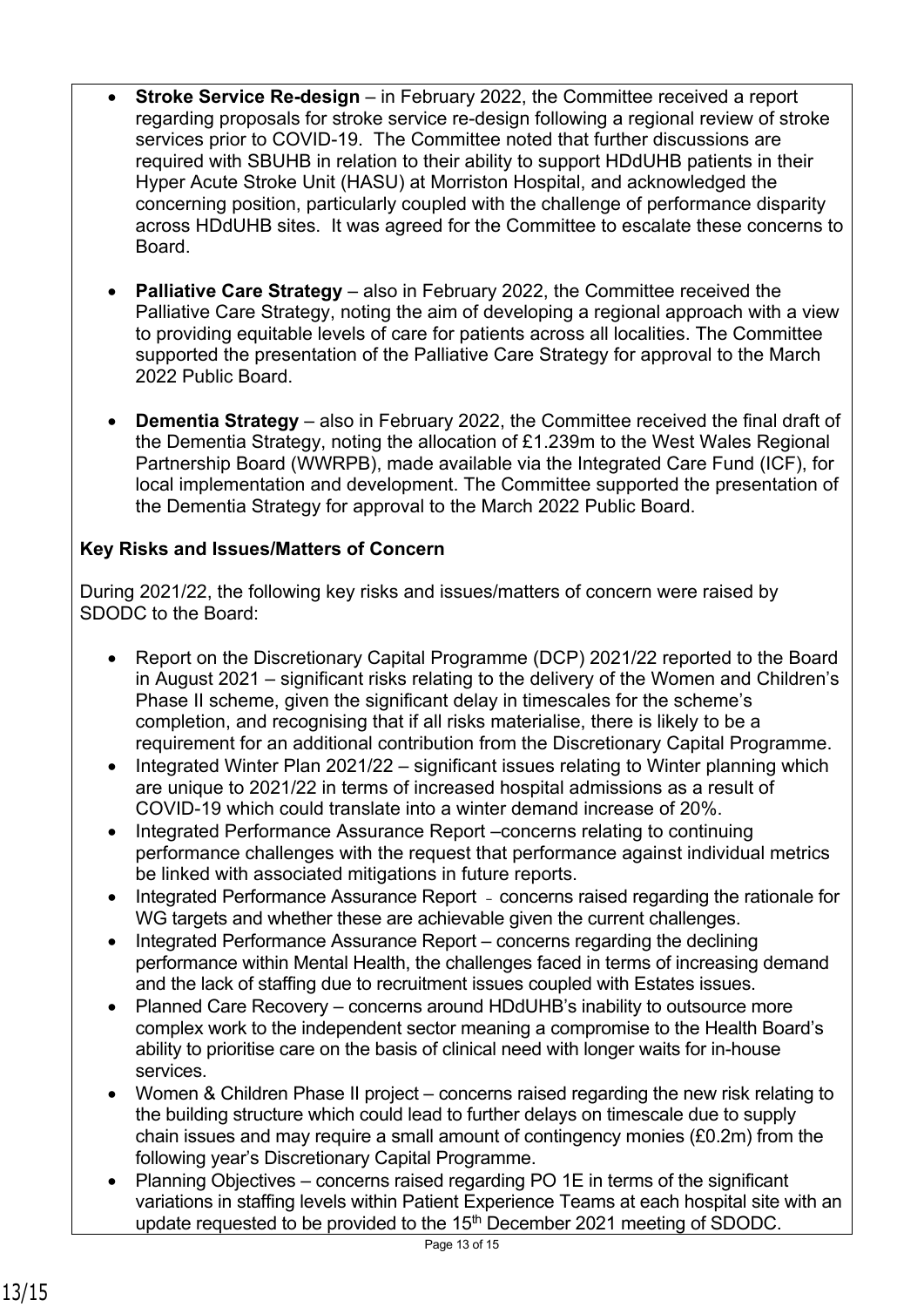- **Stroke Service Re-design** – in February 2022, the Committee received a report regarding proposals for stroke service re-design following a regional review of stroke services prior to COVID-19. The Committee noted that further discussions are required with SBUHB in relation to their ability to support HDdUHB patients in their Hyper Acute Stroke Unit (HASU) at Morriston Hospital, and acknowledged the concerning position, particularly coupled with the challenge of performance disparity across HDdUHB sites. It was agreed for the Committee to escalate these concerns to Board.

- **Palliative Care Strategy** – also in February 2022, the Committee received the Palliative Care Strategy, noting the aim of developing a regional approach with a view to providing equitable levels of care for patients across all localities. The Committee supported the presentation of the Palliative Care Strategy for approval to the March 2022 Public Board.

- **Dementia Strategy** – also in February 2022, the Committee received the final draft of the Dementia Strategy, noting the allocation of £1.239m to the West Wales Regional Partnership Board (WWRPB), made available via the Integrated Care Fund (ICF), for local implementation and development. The Committee supported the presentation of the Dementia Strategy for approval to the March 2022 Public Board.

**Key Risks and Issues/Matters of Concern**

During 2021/22, the following key risks and issues/matters of concern were raised by SDODC to the Board:

- Report on the Discretionary Capital Programme (DCP) 2021/22 reported to the Board in August 2021 – significant risks relating to the delivery of the Women and Children's Phase II scheme, given the significant delay in timescales for the scheme's completion, and recognising that if all risks materialise, there is likely to be a requirement for an additional contribution from the Discretionary Capital Programme.
- Integrated Winter Plan 2021/22 – significant issues relating to Winter planning which are unique to 2021/22 in terms of increased hospital admissions as a result of COVID-19 which could translate into a winter demand increase of 20%.
- Integrated Performance Assurance Report –concerns relating to continuing performance challenges with the request that performance against individual metrics be linked with associated mitigations in future reports.
- Integrated Performance Assurance Report - concerns raised regarding the rationale for WG targets and whether these are achievable given the current challenges.
- Integrated Performance Assurance Report – concerns regarding the declining performance within Mental Health, the challenges faced in terms of increasing demand and the lack of staffing due to recruitment issues coupled with Estates issues.
- Planned Care Recovery – concerns around HDdUHB's inability to outsource more complex work to the independent sector meaning a compromise to the Health Board's ability to prioritise care on the basis of clinical need with longer waits for in-house services.
- Women & Children Phase II project – concerns raised regarding the new risk relating to the building structure which could lead to further delays on timescale due to supply chain issues and may require a small amount of contingency monies (£0.2m) from the following year's Discretionary Capital Programme.
- Planning Objectives – concerns raised regarding PO 1E in terms of the significant variations in staffing levels within Patient Experience Teams at each hospital site with an update requested to be provided to the 15th December 2021 meeting of SDODC.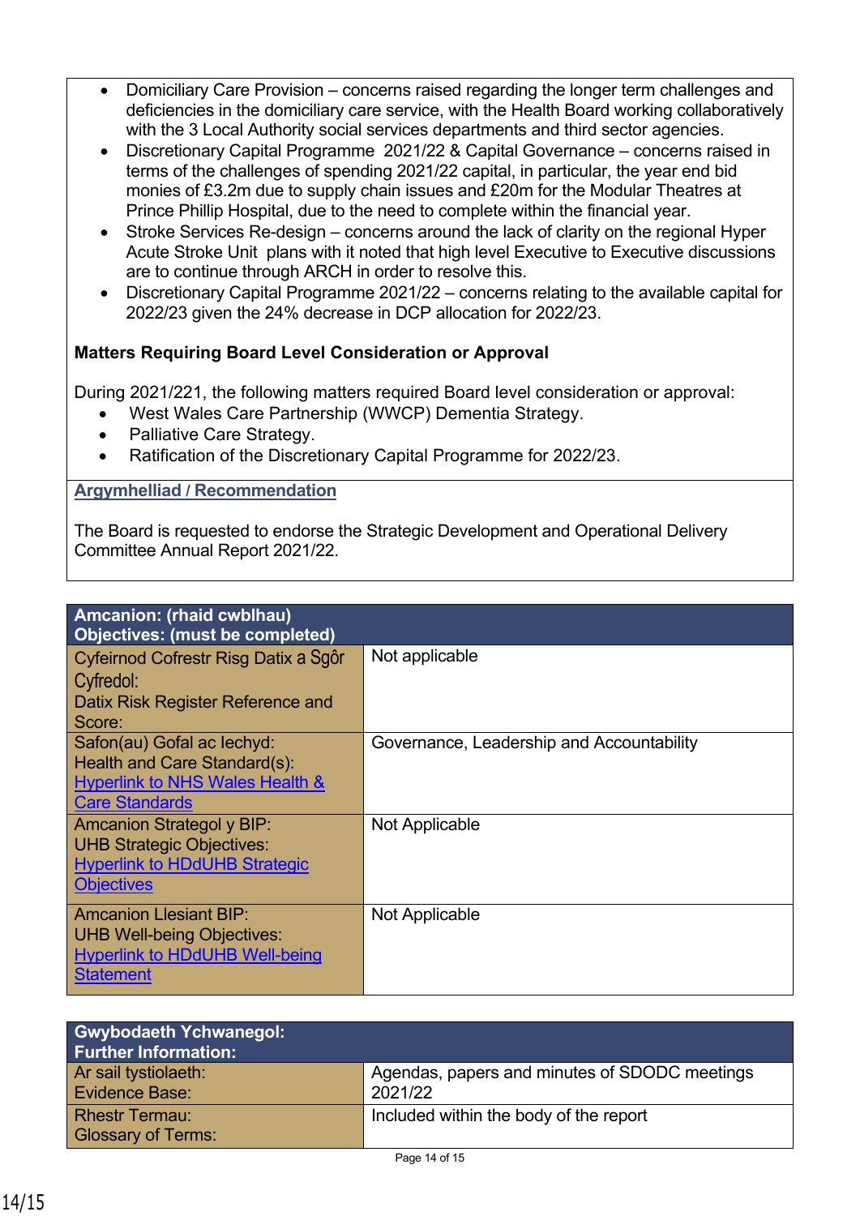- Domiciliary Care Provision – concerns raised regarding the longer term challenges and deficiencies in the domiciliary care service, with the Health Board working collaboratively with the 3 Local Authority social services departments and third sector agencies.
- Discretionary Capital Programme 2021/22 & Capital Governance – concerns raised in terms of the challenges of spending 2021/22 capital, in particular, the year end bid monies of £3.2m due to supply chain issues and £20m for the Modular Theatres at Prince Phillip Hospital, due to the need to complete within the financial year.
- Stroke Services Re-design – concerns around the lack of clarity on the regional Hyper Acute Stroke Unit plans with it noted that high level Executive to Executive discussions are to continue through ARCH in order to resolve this.
- Discretionary Capital Programme 2021/22 – concerns relating to the available capital for 2022/23 given the 24% decrease in DCP allocation for 2022/23.

**Matters Requiring Board Level Consideration or Approval**

During 2021/221, the following matters required Board level consideration or approval:

- West Wales Care Partnership (WWCP) Dementia Strategy.
- Palliative Care Strategy.
- Ratification of the Discretionary Capital Programme for 2022/23.

**Argymhelliad / Recommendation**

The Board is requested to endorse the Strategic Development and Operational Delivery Committee Annual Report 2021/22.

| Amcanion: (rhaid cwblhau)<br>Objectives: (must be completed) | |
|---|---|
| Cyfeirnod Cofrestr Risg Datix a Sgôr Cyfredol:<br>Datix Risk Register Reference and Score: | Not applicable |
| Safon(au) Gofal ac Iechyd:<br>Health and Care Standard(s):<br>Hyperlink to NHS Wales Health & Care Standards | Governance, Leadership and Accountability |
| Amcanion Strategol y BIP:<br>UHB Strategic Objectives:<br>Hyperlink to HDdUHB Strategic Objectives | Not Applicable |
| Amcanion Llesiant BIP:<br>UHB Well-being Objectives:<br>Hyperlink to HDdUHB Well-being Statement | Not Applicable |

| Gwybodaeth Ychwanegol:<br>Further Information: | |
|---|---|
| Ar sail tystiolaeth:<br>Evidence Base: | Agendas, papers and minutes of SDODC meetings 2021/22 |
| Rhestr Termau:<br>Glossary of Terms: | Included within the body of the report |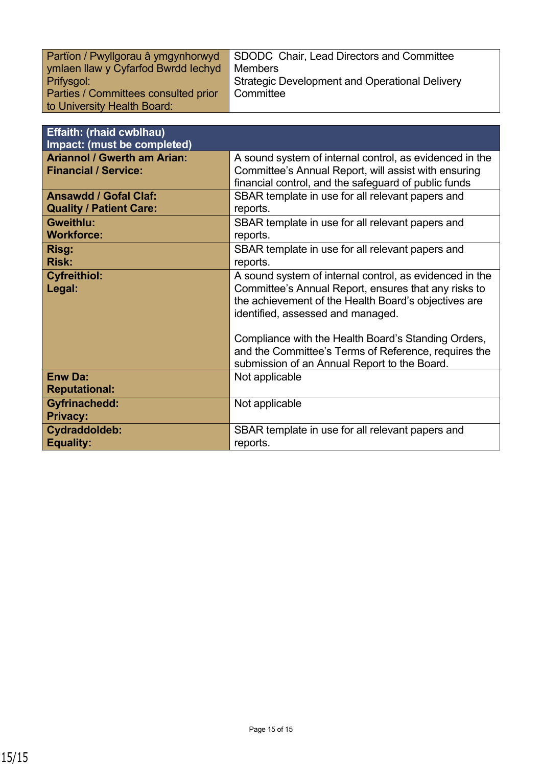| | |
|---|---|
| Partïon / Pwyllgorau â ymgynhorwyd ymlaen llaw y Cyfarfod Bwrdd Iechyd Prifysgol:<br>Parties / Committees consulted prior to University Health Board: | SDODC Chair, Lead Directors and Committee Members<br>Strategic Development and Operational Delivery Committee |

| **Effaith: (rhaid cwblhau)**<br>**Impact: (must be completed)** | |
|---|---|
| **Ariannol / Gwerth am Arian:**<br>**Financial / Service:** | A sound system of internal control, as evidenced in the Committee's Annual Report, will assist with ensuring financial control, and the safeguard of public funds |
| **Ansawdd / Gofal Claf:**<br>**Quality / Patient Care:** | SBAR template in use for all relevant papers and reports. |
| **Gweithlu:**<br>**Workforce:** | SBAR template in use for all relevant papers and reports. |
| **Risg:**<br>**Risk:** | SBAR template in use for all relevant papers and reports. |
| **Cyfreithiol:**<br>**Legal:** | A sound system of internal control, as evidenced in the Committee's Annual Report, ensures that any risks to the achievement of the Health Board's objectives are identified, assessed and managed.<br><br>Compliance with the Health Board's Standing Orders, and the Committee's Terms of Reference, requires the submission of an Annual Report to the Board. |
| **Enw Da:**<br>**Reputational:** | Not applicable |
| **Gyfrinachedd:**<br>**Privacy:** | Not applicable |
| **Cydraddoldeb:**<br>**Equality:** | SBAR template in use for all relevant papers and reports. |